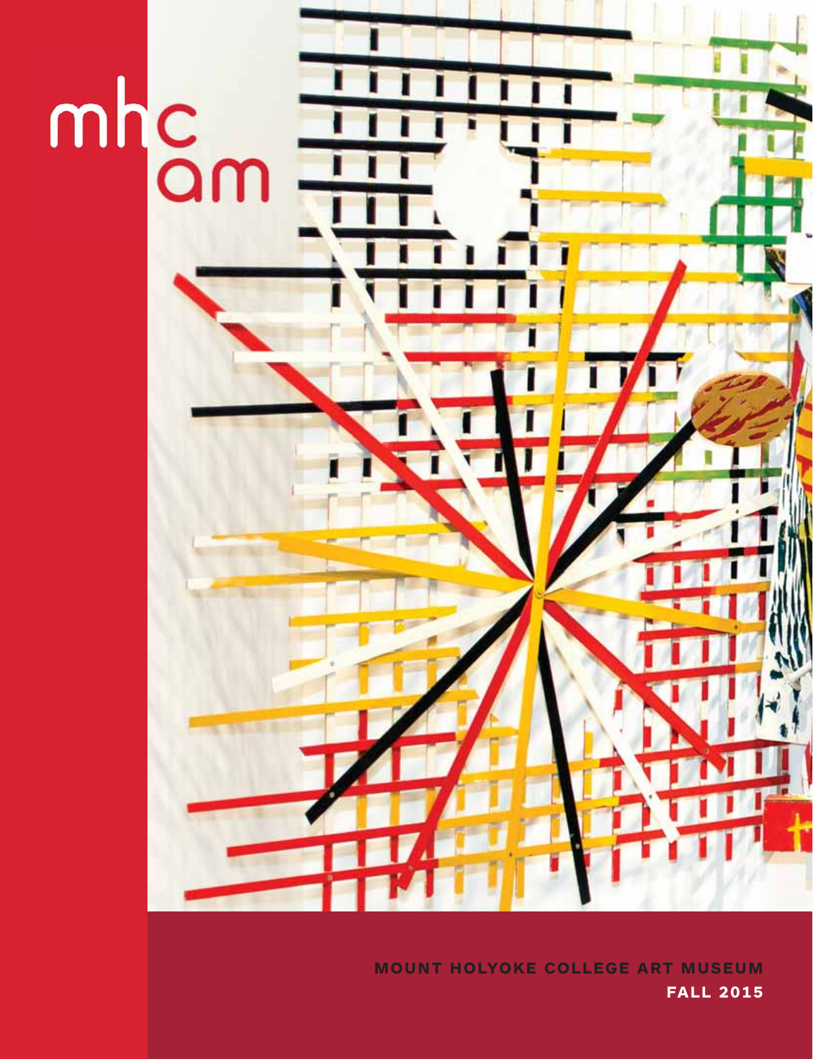mhc
am

**MOUNT HOLYOKE COLLEGE ART MUSEUM**
**FALL 2015**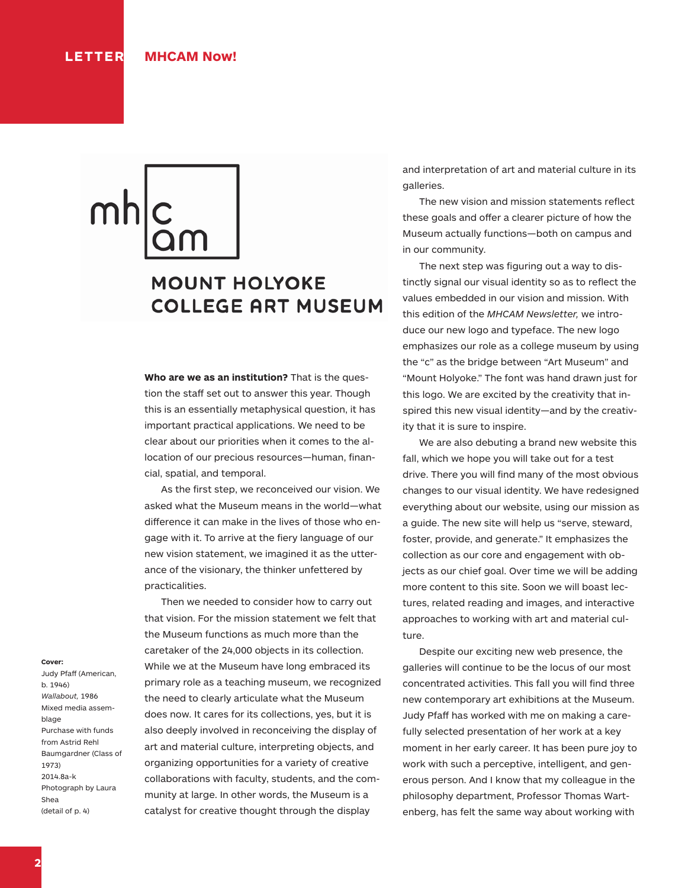LETTER **MHCAM Now!**

mh|c am

MOUNT HOLYOKE COLLEGE ART MUSEUM

**Who are we as an institution?** That is the question the staff set out to answer this year. Though this is an essentially metaphysical question, it has important practical applications. We need to be clear about our priorities when it comes to the allocation of our precious resources—human, financial, spatial, and temporal.

As the first step, we reconceived our vision. We asked what the Museum means in the world—what difference it can make in the lives of those who engage with it. To arrive at the fiery language of our new vision statement, we imagined it as the utterance of the visionary, the thinker unfettered by practicalities.

Then we needed to consider how to carry out that vision. For the mission statement we felt that the Museum functions as much more than the caretaker of the 24,000 objects in its collection. While we at the Museum have long embraced its primary role as a teaching museum, we recognized the need to clearly articulate what the Museum does now. It cares for its collections, yes, but it is also deeply involved in reconceiving the display of art and material culture, interpreting objects, and organizing opportunities for a variety of creative collaborations with faculty, students, and the community at large. In other words, the Museum is a catalyst for creative thought through the display and interpretation of art and material culture in its galleries.

The new vision and mission statements reflect these goals and offer a clearer picture of how the Museum actually functions—both on campus and in our community.

The next step was figuring out a way to distinctly signal our visual identity so as to reflect the values embedded in our vision and mission. With this edition of the *MHCAM Newsletter,* we introduce our new logo and typeface. The new logo emphasizes our role as a college museum by using the "c" as the bridge between "Art Museum" and "Mount Holyoke." The font was hand drawn just for this logo. We are excited by the creativity that inspired this new visual identity—and by the creativity that it is sure to inspire.

We are also debuting a brand new website this fall, which we hope you will take out for a test drive. There you will find many of the most obvious changes to our visual identity. We have redesigned everything about our website, using our mission as a guide. The new site will help us "serve, steward, foster, provide, and generate." It emphasizes the collection as our core and engagement with objects as our chief goal. Over time we will be adding more content to this site. Soon we will boast lectures, related reading and images, and interactive approaches to working with art and material culture.

Despite our exciting new web presence, the galleries will continue to be the locus of our most concentrated activities. This fall you will find three new contemporary art exhibitions at the Museum. Judy Pfaff has worked with me on making a carefully selected presentation of her work at a key moment in her early career. It has been pure joy to work with such a perceptive, intelligent, and generous person. And I know that my colleague in the philosophy department, Professor Thomas Wartenberg, has felt the same way about working with

**Cover:**
Judy Pfaff (American, b. 1946)
*Wallabout,* 1986
Mixed media assemblage
Purchase with funds from Astrid Rehl Baumgardner (Class of 1973)
2014.8a-k
Photograph by Laura Shea
(detail of p. 4)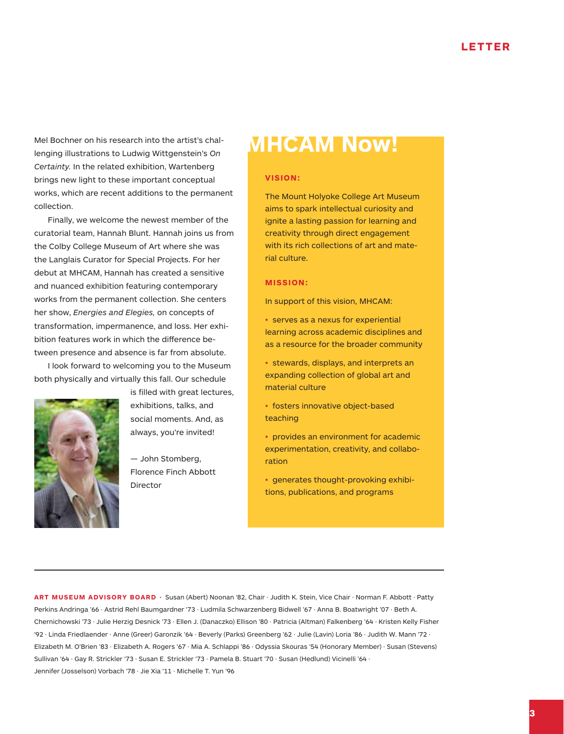Mel Bochner on his research into the artist's challenging illustrations to Ludwig Wittgenstein's *On Certainty.* In the related exhibition, Wartenberg brings new light to these important conceptual works, which are recent additions to the permanent collection.

Finally, we welcome the newest member of the curatorial team, Hannah Blunt. Hannah joins us from the Colby College Museum of Art where she was the Langlais Curator for Special Projects. For her debut at MHCAM, Hannah has created a sensitive and nuanced exhibition featuring contemporary works from the permanent collection. She centers her show, *Energies and Elegies,* on concepts of transformation, impermanence, and loss. Her exhibition features work in which the difference between presence and absence is far from absolute.

I look forward to welcoming you to the Museum both physically and virtually this fall. Our schedule is filled with great lectures, exhibitions, talks, and social moments. And, as always, you're invited!

— John Stomberg,
Florence Finch Abbott Director

## MHCAM Now!

**VISION:**

The Mount Holyoke College Art Museum aims to spark intellectual curiosity and ignite a lasting passion for learning and creativity through direct engagement with its rich collections of art and material culture.

**MISSION:**

In support of this vision, MHCAM:

- serves as a nexus for experiential learning across academic disciplines and as a resource for the broader community
- stewards, displays, and interprets an expanding collection of global art and material culture
- fosters innovative object-based teaching
- provides an environment for academic experimentation, creativity, and collaboration
- generates thought-provoking exhibitions, publications, and programs

---

**ART MUSEUM ADVISORY BOARD** · Susan (Abert) Noonan '82, Chair · Judith K. Stein, Vice Chair · Norman F. Abbott · Patty Perkins Andringa '66 · Astrid Rehl Baumgardner '73 · Ludmila Schwarzenberg Bidwell '67 · Anna B. Boatwright '07 · Beth A. Chernichowski '73 · Julie Herzig Desnick '73 · Ellen J. (Danaczko) Ellison '80 · Patricia (Altman) Falkenberg '64 · Kristen Kelly Fisher '92 · Linda Friedlaender · Anne (Greer) Garonzik '64 · Beverly (Parks) Greenberg '62 · Julie (Lavin) Loria '86 · Judith W. Mann '72 · Elizabeth M. O'Brien '83 · Elizabeth A. Rogers '67 · Mia A. Schlappi '86 · Odyssia Skouras '54 (Honorary Member) · Susan (Stevens) Sullivan '64 · Gay R. Strickler '73 · Susan E. Strickler '73 · Pamela B. Stuart '70 · Susan (Hedlund) Vicinelli '64 · Jennifer (Josselson) Vorbach '78 · Jie Xia '11 · Michelle T. Yun '96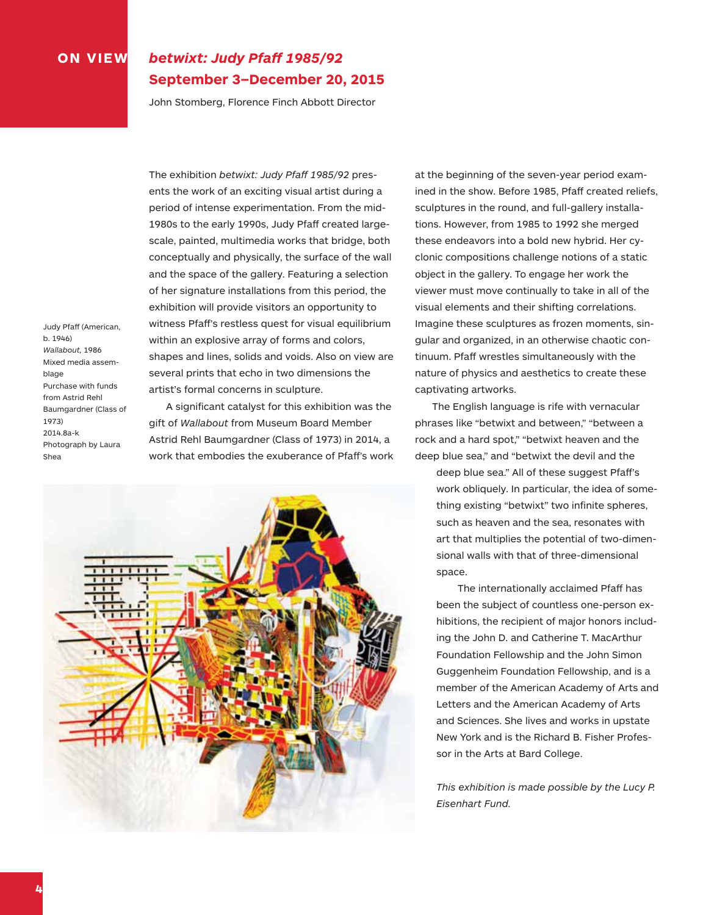**ON VIEW**

# *betwixt: Judy Pfaff 1985/92*
## September 3–December 20, 2015

John Stomberg, Florence Finch Abbott Director

The exhibition *betwixt: Judy Pfaff 1985/92* presents the work of an exciting visual artist during a period of intense experimentation. From the mid-1980s to the early 1990s, Judy Pfaff created large-scale, painted, multimedia works that bridge, both conceptually and physically, the surface of the wall and the space of the gallery. Featuring a selection of her signature installations from this period, the exhibition will provide visitors an opportunity to witness Pfaff's restless quest for visual equilibrium within an explosive array of forms and colors, shapes and lines, solids and voids. Also on view are several prints that echo in two dimensions the artist's formal concerns in sculpture.

A significant catalyst for this exhibition was the gift of *Wallabout* from Museum Board Member Astrid Rehl Baumgardner (Class of 1973) in 2014, a work that embodies the exuberance of Pfaff's work at the beginning of the seven-year period examined in the show. Before 1985, Pfaff created reliefs, sculptures in the round, and full-gallery installations. However, from 1985 to 1992 she merged these endeavors into a bold new hybrid. Her cyclonic compositions challenge notions of a static object in the gallery. To engage her work the viewer must move continually to take in all of the visual elements and their shifting correlations. Imagine these sculptures as frozen moments, singular and organized, in an otherwise chaotic continuum. Pfaff wrestles simultaneously with the nature of physics and aesthetics to create these captivating artworks.

Judy Pfaff (American, b. 1946)
*Wallabout,* 1986
Mixed media assemblage
Purchase with funds from Astrid Rehl Baumgardner (Class of 1973)
2014.8a-k
Photograph by Laura Shea

The English language is rife with vernacular phrases like "betwixt and between," "between a rock and a hard spot," "betwixt heaven and the deep blue sea," and "betwixt the devil and the deep blue sea." All of these suggest Pfaff's work obliquely. In particular, the idea of something existing "betwixt" two infinite spheres, such as heaven and the sea, resonates with art that multiplies the potential of two-dimensional walls with that of three-dimensional space.

The internationally acclaimed Pfaff has been the subject of countless one-person exhibitions, the recipient of major honors including the John D. and Catherine T. MacArthur Foundation Fellowship and the John Simon Guggenheim Foundation Fellowship, and is a member of the American Academy of Arts and Letters and the American Academy of Arts and Sciences. She lives and works in upstate New York and is the Richard B. Fisher Professor in the Arts at Bard College.

*This exhibition is made possible by the Lucy P. Eisenhart Fund.*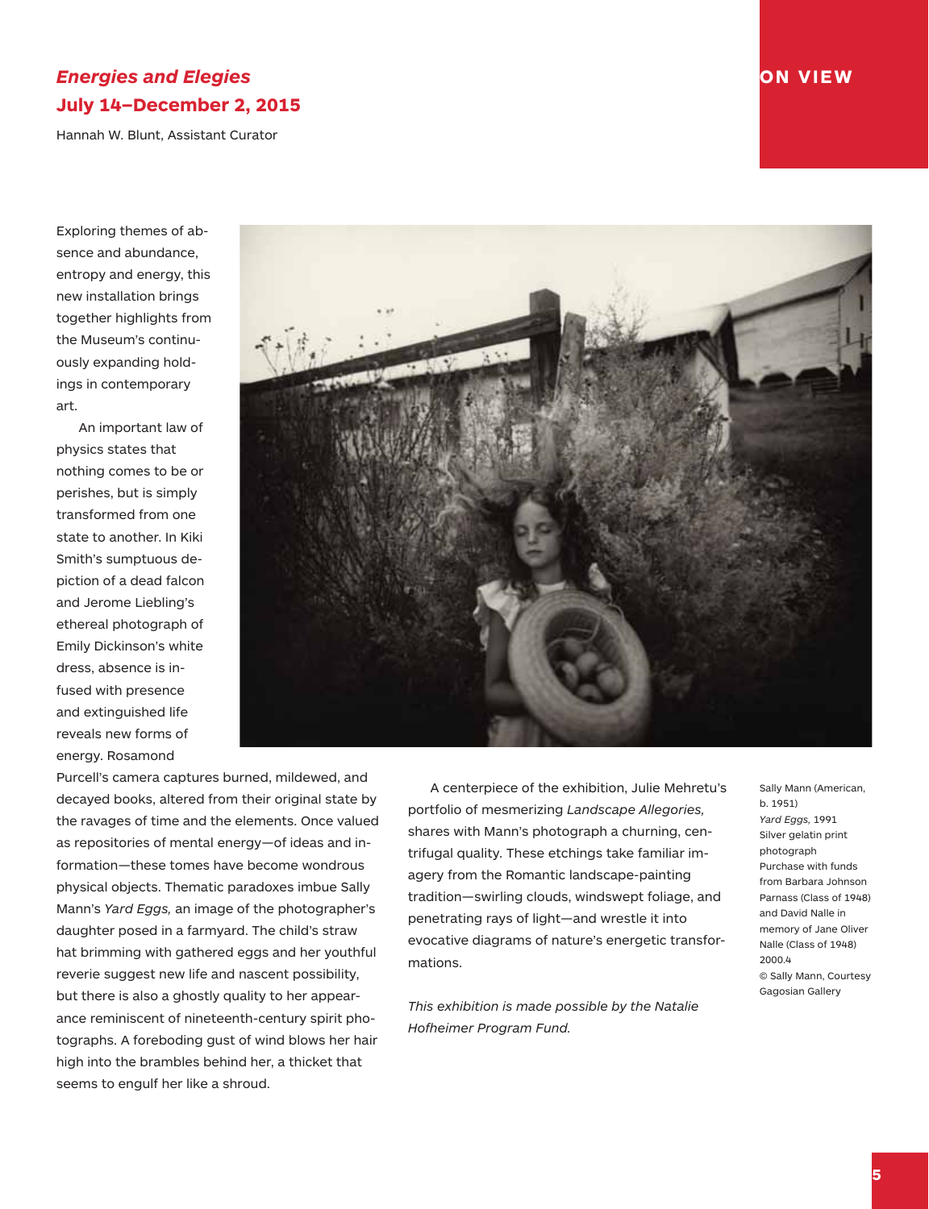## *Energies and Elegies*
## July 14–December 2, 2015

Hannah W. Blunt, Assistant Curator

ON VIEW

Exploring themes of absence and abundance, entropy and energy, this new installation brings together highlights from the Museum's continuously expanding holdings in contemporary art.

An important law of physics states that nothing comes to be or perishes, but is simply transformed from one state to another. In Kiki Smith's sumptuous depiction of a dead falcon and Jerome Liebling's ethereal photograph of Emily Dickinson's white dress, absence is infused with presence and extinguished life reveals new forms of energy. Rosamond Purcell's camera captures burned, mildewed, and decayed books, altered from their original state by the ravages of time and the elements. Once valued as repositories of mental energy—of ideas and information—these tomes have become wondrous physical objects. Thematic paradoxes imbue Sally Mann's *Yard Eggs,* an image of the photographer's daughter posed in a farmyard. The child's straw hat brimming with gathered eggs and her youthful reverie suggest new life and nascent possibility, but there is also a ghostly quality to her appearance reminiscent of nineteenth-century spirit photographs. A foreboding gust of wind blows her hair high into the brambles behind her, a thicket that seems to engulf her like a shroud.

A centerpiece of the exhibition, Julie Mehretu's portfolio of mesmerizing *Landscape Allegories,* shares with Mann's photograph a churning, centrifugal quality. These etchings take familiar imagery from the Romantic landscape-painting tradition—swirling clouds, windswept foliage, and penetrating rays of light—and wrestle it into evocative diagrams of nature's energetic transformations.

*This exhibition is made possible by the Natalie Hofheimer Program Fund.*

Sally Mann (American, b. 1951)
*Yard Eggs,* 1991
Silver gelatin print photograph
Purchase with funds from Barbara Johnson Parnass (Class of 1948) and David Nalle in memory of Jane Oliver Nalle (Class of 1948)
2000.4
© Sally Mann, Courtesy Gagosian Gallery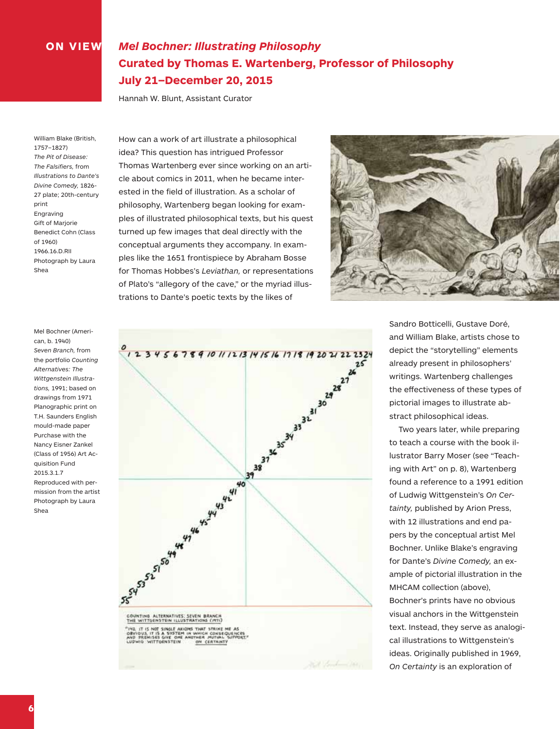**ON VIEW**

## *Mel Bochner: Illustrating Philosophy*
## Curated by Thomas E. Wartenberg, Professor of Philosophy
## July 21–December 20, 2015

Hannah W. Blunt, Assistant Curator

William Blake (British, 1757–1827)
*The Pit of Disease: The Falsifiers,* from *Illustrations to Dante's Divine Comedy,* 1826-27 plate; 20th-century print
Engraving
Gift of Marjorie Benedict Cohn (Class of 1960)
1966.16.D.RII
Photograph by Laura Shea

Mel Bochner (American, b. 1940)
*Seven Branch,* from the portfolio *Counting Alternatives: The Wittgenstein Illustrations,* 1991; based on drawings from 1971
Planographic print on T.H. Saunders English mould-made paper
Purchase with the Nancy Eisner Zankel (Class of 1956) Art Acquisition Fund
2015.3.1.7
Reproduced with permission from the artist
Photograph by Laura Shea

How can a work of art illustrate a philosophical idea? This question has intrigued Professor Thomas Wartenberg ever since working on an article about comics in 2011, when he became interested in the field of illustration. As a scholar of philosophy, Wartenberg began looking for examples of illustrated philosophical texts, but his quest turned up few images that deal directly with the conceptual arguments they accompany. In examples like the 1651 frontispiece by Abraham Bosse for Thomas Hobbes's *Leviathan,* or representations of Plato's "allegory of the cave," or the myriad illustrations to Dante's poetic texts by the likes of Sandro Botticelli, Gustave Doré, and William Blake, artists chose to depict the "storytelling" elements already present in philosophers' writings. Wartenberg challenges the effectiveness of these types of pictorial images to illustrate abstract philosophical ideas.

Two years later, while preparing to teach a course with the book illustrator Barry Moser (see "Teaching with Art" on p. 8), Wartenberg found a reference to a 1991 edition of Ludwig Wittgenstein's *On Certainty,* published by Arion Press, with 12 illustrations and end papers by the conceptual artist Mel Bochner. Unlike Blake's engraving for Dante's *Divine Comedy,* an example of pictorial illustration in the MHCAM collection (above), Bochner's prints have no obvious visual anchors in the Wittgenstein text. Instead, they serve as analogical illustrations to Wittgenstein's ideas. Originally published in 1969, *On Certainty* is an exploration of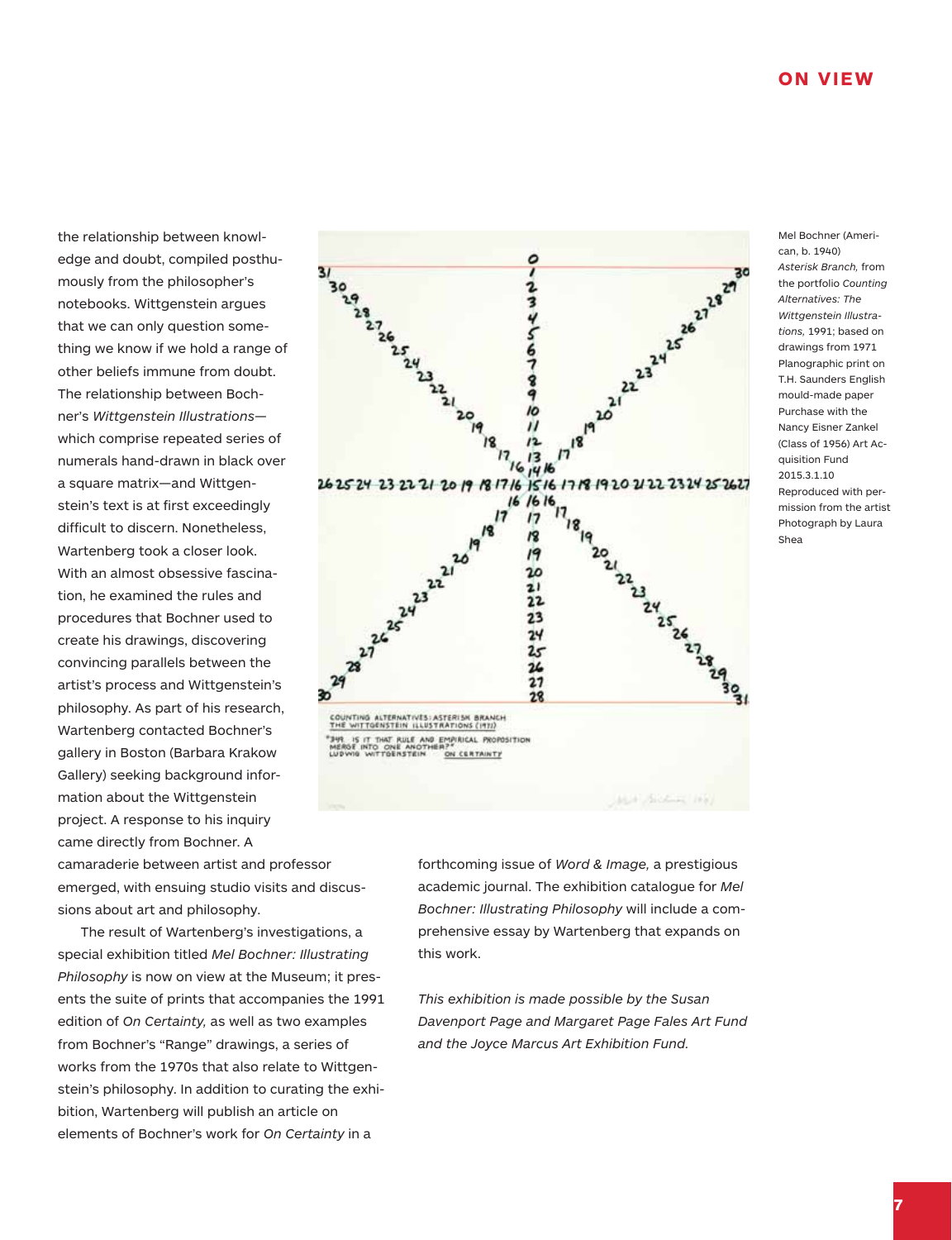the relationship between knowledge and doubt, compiled posthumously from the philosopher's notebooks. Wittgenstein argues that we can only question something we know if we hold a range of other beliefs immune from doubt. The relationship between Bochner's *Wittgenstein Illustrations*—which comprise repeated series of numerals hand-drawn in black over a square matrix—and Wittgenstein's text is at first exceedingly difficult to discern. Nonetheless, Wartenberg took a closer look. With an almost obsessive fascination, he examined the rules and procedures that Bochner used to create his drawings, discovering convincing parallels between the artist's process and Wittgenstein's philosophy. As part of his research, Wartenberg contacted Bochner's gallery in Boston (Barbara Krakow Gallery) seeking background information about the Wittgenstein project. A response to his inquiry came directly from Bochner. A camaraderie between artist and professor emerged, with ensuing studio visits and discussions about art and philosophy.

Mel Bochner (American, b. 1940)
*Asterisk Branch,* from the portfolio *Counting Alternatives: The Wittgenstein Illustrations,* 1991; based on drawings from 1971
Planographic print on T.H. Saunders English mould-made paper
Purchase with the Nancy Eisner Zankel (Class of 1956) Art Acquisition Fund
2015.3.1.10
Reproduced with permission from the artist
Photograph by Laura Shea

The result of Wartenberg's investigations, a special exhibition titled *Mel Bochner: Illustrating Philosophy* is now on view at the Museum; it presents the suite of prints that accompanies the 1991 edition of *On Certainty,* as well as two examples from Bochner's "Range" drawings, a series of works from the 1970s that also relate to Wittgenstein's philosophy. In addition to curating the exhibition, Wartenberg will publish an article on elements of Bochner's work for *On Certainty* in a forthcoming issue of *Word & Image,* a prestigious academic journal. The exhibition catalogue for *Mel Bochner: Illustrating Philosophy* will include a comprehensive essay by Wartenberg that expands on this work.

*This exhibition is made possible by the Susan Davenport Page and Margaret Page Fales Art Fund and the Joyce Marcus Art Exhibition Fund.*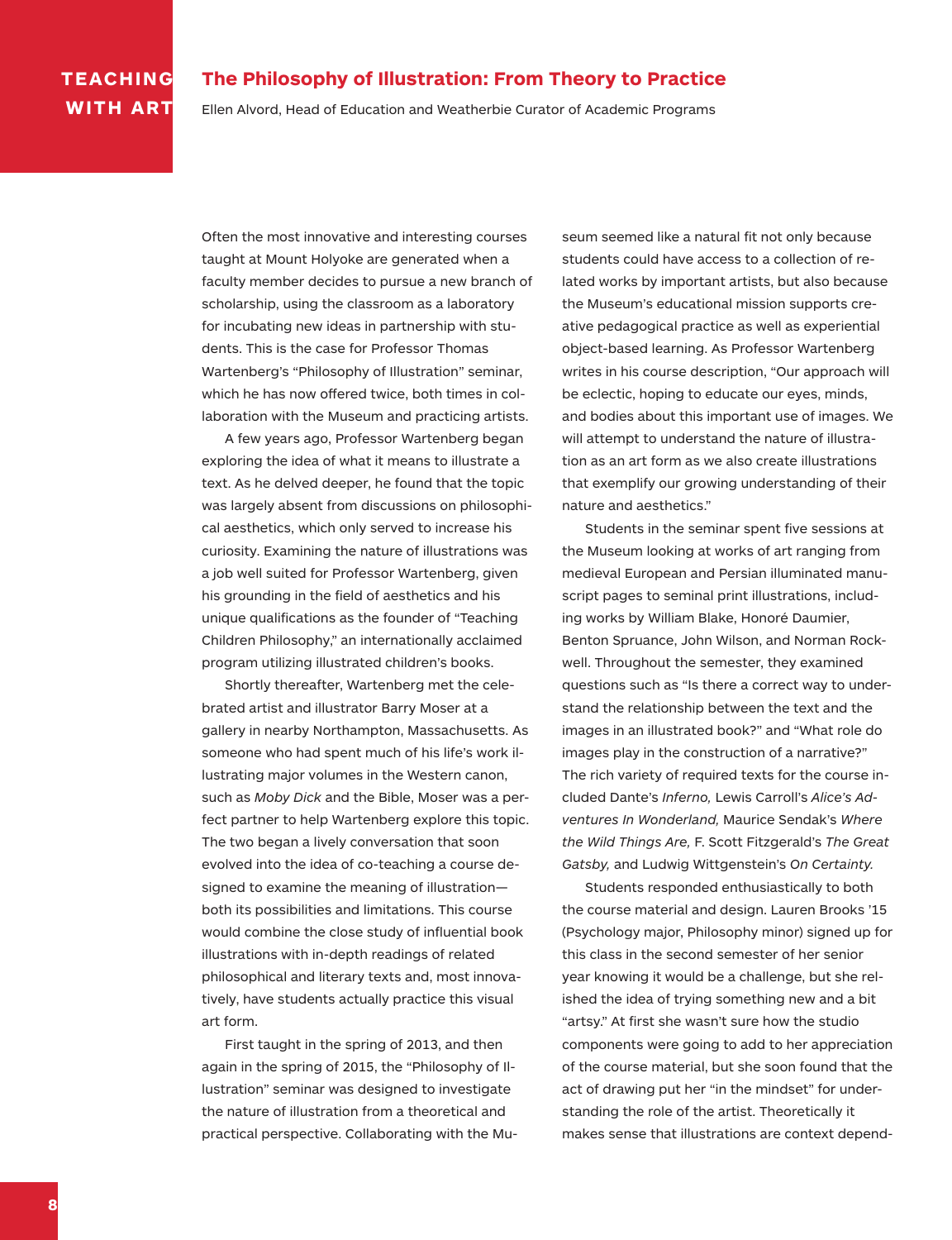**TEACHING WITH ART**

## The Philosophy of Illustration: From Theory to Practice

Ellen Alvord, Head of Education and Weatherbie Curator of Academic Programs

Often the most innovative and interesting courses taught at Mount Holyoke are generated when a faculty member decides to pursue a new branch of scholarship, using the classroom as a laboratory for incubating new ideas in partnership with students. This is the case for Professor Thomas Wartenberg's "Philosophy of Illustration" seminar, which he has now offered twice, both times in collaboration with the Museum and practicing artists.

A few years ago, Professor Wartenberg began exploring the idea of what it means to illustrate a text. As he delved deeper, he found that the topic was largely absent from discussions on philosophical aesthetics, which only served to increase his curiosity. Examining the nature of illustrations was a job well suited for Professor Wartenberg, given his grounding in the field of aesthetics and his unique qualifications as the founder of "Teaching Children Philosophy," an internationally acclaimed program utilizing illustrated children's books.

Shortly thereafter, Wartenberg met the celebrated artist and illustrator Barry Moser at a gallery in nearby Northampton, Massachusetts. As someone who had spent much of his life's work illustrating major volumes in the Western canon, such as *Moby Dick* and the Bible, Moser was a perfect partner to help Wartenberg explore this topic. The two began a lively conversation that soon evolved into the idea of co-teaching a course designed to examine the meaning of illustration—both its possibilities and limitations. This course would combine the close study of influential book illustrations with in-depth readings of related philosophical and literary texts and, most innovatively, have students actually practice this visual art form.

First taught in the spring of 2013, and then again in the spring of 2015, the "Philosophy of Illustration" seminar was designed to investigate the nature of illustration from a theoretical and practical perspective. Collaborating with the Museum seemed like a natural fit not only because students could have access to a collection of related works by important artists, but also because the Museum's educational mission supports creative pedagogical practice as well as experiential object-based learning. As Professor Wartenberg writes in his course description, "Our approach will be eclectic, hoping to educate our eyes, minds, and bodies about this important use of images. We will attempt to understand the nature of illustration as an art form as we also create illustrations that exemplify our growing understanding of their nature and aesthetics."

Students in the seminar spent five sessions at the Museum looking at works of art ranging from medieval European and Persian illuminated manuscript pages to seminal print illustrations, including works by William Blake, Honoré Daumier, Benton Spruance, John Wilson, and Norman Rockwell. Throughout the semester, they examined questions such as "Is there a correct way to understand the relationship between the text and the images in an illustrated book?" and "What role do images play in the construction of a narrative?" The rich variety of required texts for the course included Dante's *Inferno,* Lewis Carroll's *Alice's Adventures In Wonderland,* Maurice Sendak's *Where the Wild Things Are,* F. Scott Fitzgerald's *The Great Gatsby,* and Ludwig Wittgenstein's *On Certainty.*

Students responded enthusiastically to both the course material and design. Lauren Brooks '15 (Psychology major, Philosophy minor) signed up for this class in the second semester of her senior year knowing it would be a challenge, but she relished the idea of trying something new and a bit "artsy." At first she wasn't sure how the studio components were going to add to her appreciation of the course material, but she soon found that the act of drawing put her "in the mindset" for understanding the role of the artist. Theoretically it makes sense that illustrations are context depend-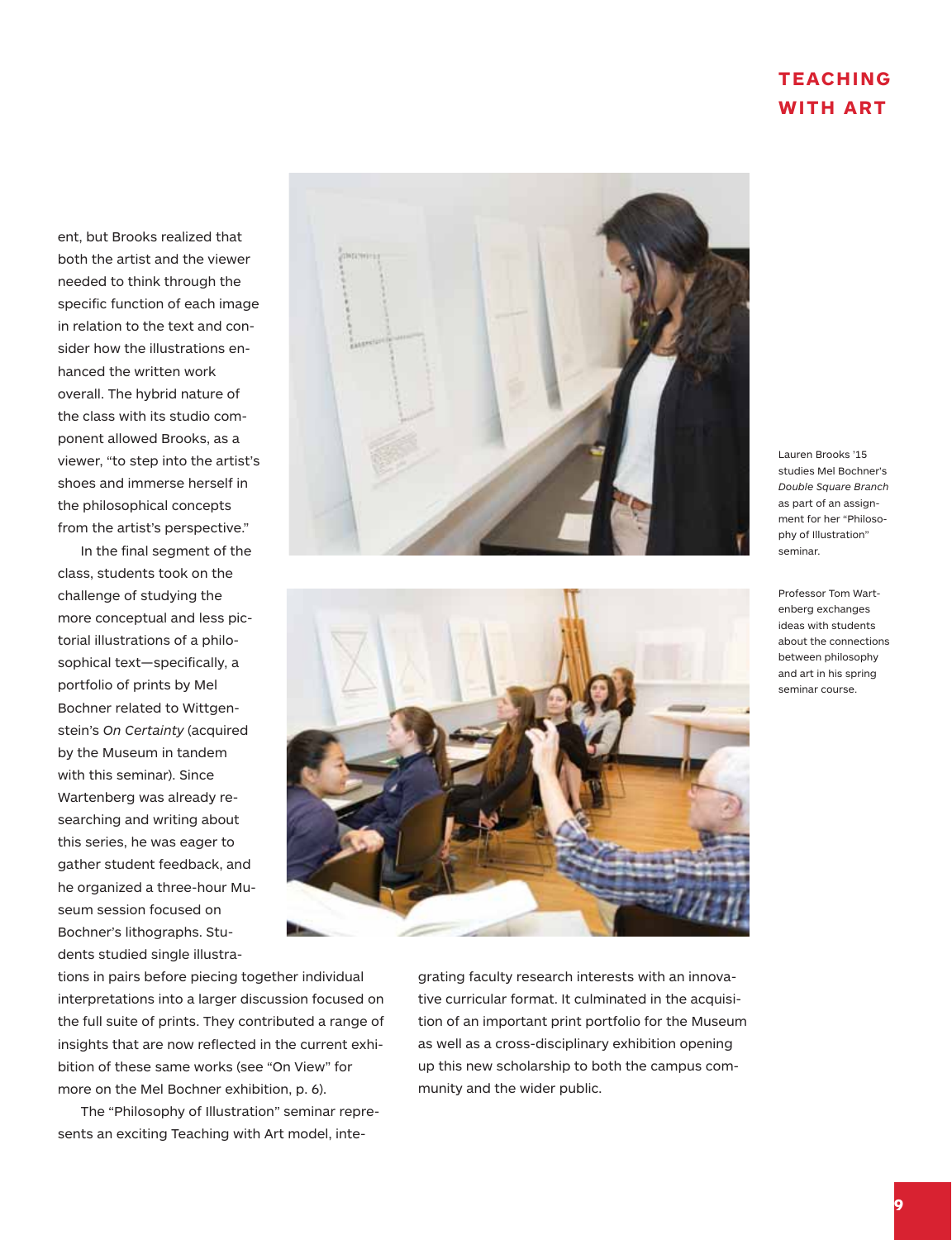ent, but Brooks realized that both the artist and the viewer needed to think through the specific function of each image in relation to the text and consider how the illustrations enhanced the written work overall. The hybrid nature of the class with its studio component allowed Brooks, as a viewer, "to step into the artist's shoes and immerse herself in the philosophical concepts from the artist's perspective."

In the final segment of the class, students took on the challenge of studying the more conceptual and less pictorial illustrations of a philosophical text—specifically, a portfolio of prints by Mel Bochner related to Wittgenstein's *On Certainty* (acquired by the Museum in tandem with this seminar). Since Wartenberg was already researching and writing about this series, he was eager to gather student feedback, and he organized a three-hour Museum session focused on Bochner's lithographs. Students studied single illustrations in pairs before piecing together individual interpretations into a larger discussion focused on the full suite of prints. They contributed a range of insights that are now reflected in the current exhibition of these same works (see "On View" for more on the Mel Bochner exhibition, p. 6).

The "Philosophy of Illustration" seminar represents an exciting Teaching with Art model, integrating faculty research interests with an innovative curricular format. It culminated in the acquisition of an important print portfolio for the Museum as well as a cross-disciplinary exhibition opening up this new scholarship to both the campus community and the wider public.

Lauren Brooks '15 studies Mel Bochner's *Double Square Branch* as part of an assignment for her "Philosophy of Illustration" seminar.

Professor Tom Wartenberg exchanges ideas with students about the connections between philosophy and art in his spring seminar course.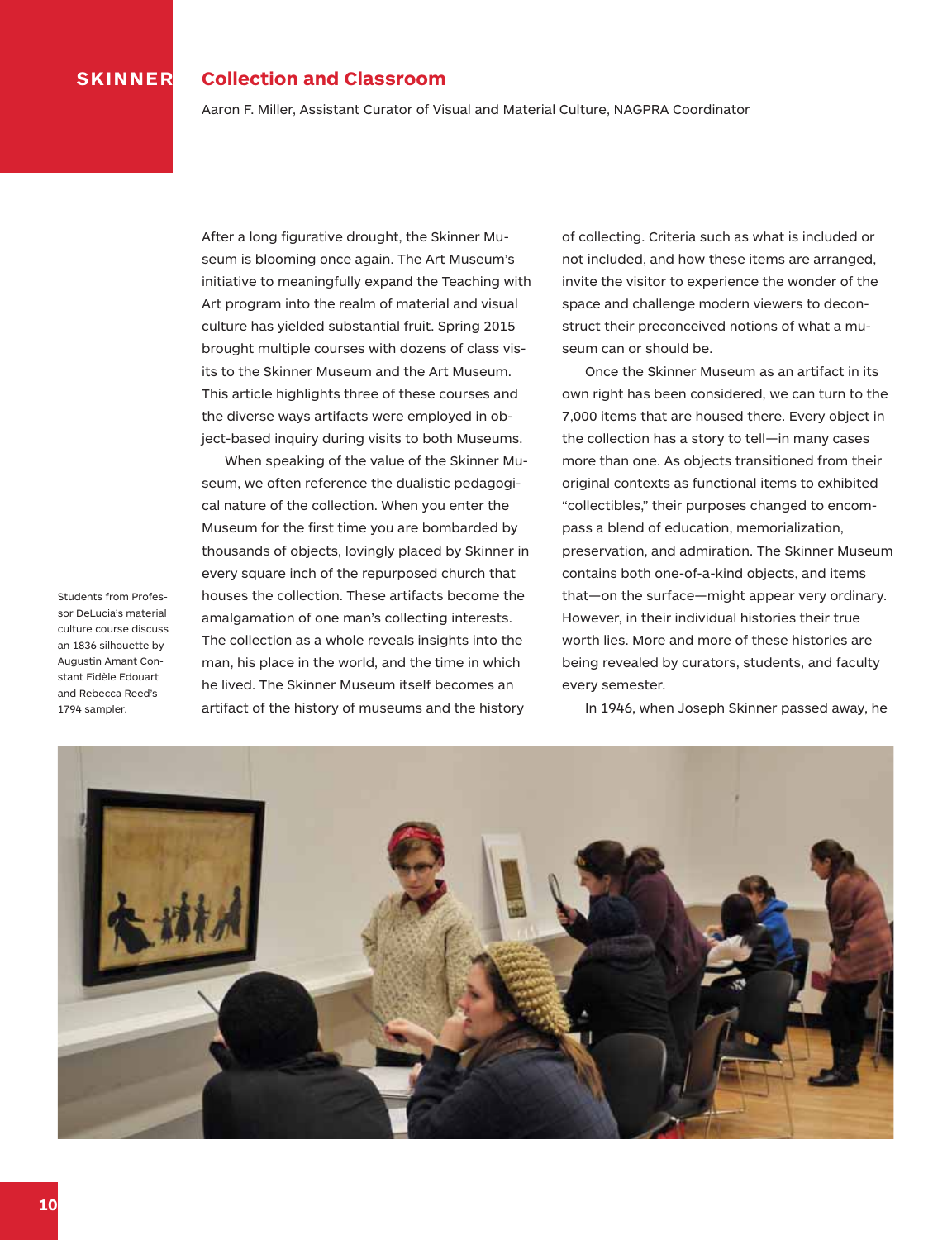SKINNER

## Collection and Classroom

Aaron F. Miller, Assistant Curator of Visual and Material Culture, NAGPRA Coordinator

After a long figurative drought, the Skinner Museum is blooming once again. The Art Museum's initiative to meaningfully expand the Teaching with Art program into the realm of material and visual culture has yielded substantial fruit. Spring 2015 brought multiple courses with dozens of class visits to the Skinner Museum and the Art Museum. This article highlights three of these courses and the diverse ways artifacts were employed in object-based inquiry during visits to both Museums.

When speaking of the value of the Skinner Museum, we often reference the dualistic pedagogical nature of the collection. When you enter the Museum for the first time you are bombarded by thousands of objects, lovingly placed by Skinner in every square inch of the repurposed church that houses the collection. These artifacts become the amalgamation of one man's collecting interests. The collection as a whole reveals insights into the man, his place in the world, and the time in which he lived. The Skinner Museum itself becomes an artifact of the history of museums and the history of collecting. Criteria such as what is included or not included, and how these items are arranged, invite the visitor to experience the wonder of the space and challenge modern viewers to deconstruct their preconceived notions of what a museum can or should be.

Once the Skinner Museum as an artifact in its own right has been considered, we can turn to the 7,000 items that are housed there. Every object in the collection has a story to tell—in many cases more than one. As objects transitioned from their original contexts as functional items to exhibited "collectibles," their purposes changed to encompass a blend of education, memorialization, preservation, and admiration. The Skinner Museum contains both one-of-a-kind objects, and items that—on the surface—might appear very ordinary. However, in their individual histories their true worth lies. More and more of these histories are being revealed by curators, students, and faculty every semester.

In 1946, when Joseph Skinner passed away, he

Students from Professor DeLucia's material culture course discuss an 1836 silhouette by Augustin Amant Constant Fidèle Edouart and Rebecca Reed's 1794 sampler.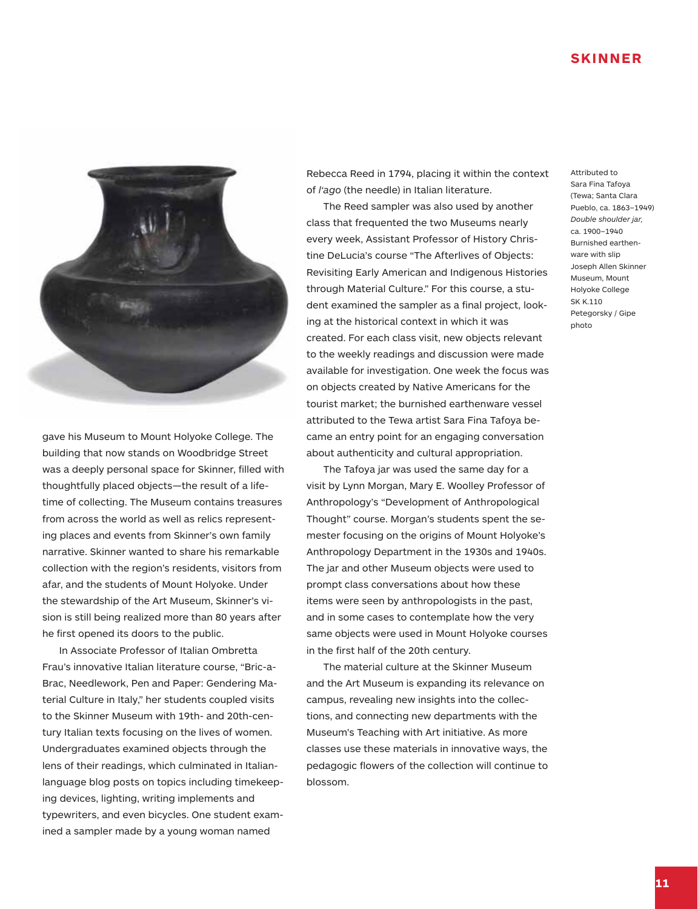gave his Museum to Mount Holyoke College. The building that now stands on Woodbridge Street was a deeply personal space for Skinner, filled with thoughtfully placed objects—the result of a lifetime of collecting. The Museum contains treasures from across the world as well as relics representing places and events from Skinner's own family narrative. Skinner wanted to share his remarkable collection with the region's residents, visitors from afar, and the students of Mount Holyoke. Under the stewardship of the Art Museum, Skinner's vision is still being realized more than 80 years after he first opened its doors to the public.

In Associate Professor of Italian Ombretta Frau's innovative Italian literature course, "Bric-a-Brac, Needlework, Pen and Paper: Gendering Material Culture in Italy," her students coupled visits to the Skinner Museum with 19th- and 20th-century Italian texts focusing on the lives of women. Undergraduates examined objects through the lens of their readings, which culminated in Italian-language blog posts on topics including timekeeping devices, lighting, writing implements and typewriters, and even bicycles. One student examined a sampler made by a young woman named Rebecca Reed in 1794, placing it within the context of *l'ago* (the needle) in Italian literature.

The Reed sampler was also used by another class that frequented the two Museums nearly every week, Assistant Professor of History Christine DeLucia's course "The Afterlives of Objects: Revisiting Early American and Indigenous Histories through Material Culture." For this course, a student examined the sampler as a final project, looking at the historical context in which it was created. For each class visit, new objects relevant to the weekly readings and discussion were made available for investigation. One week the focus was on objects created by Native Americans for the tourist market; the burnished earthenware vessel attributed to the Tewa artist Sara Fina Tafoya became an entry point for an engaging conversation about authenticity and cultural appropriation.

The Tafoya jar was used the same day for a visit by Lynn Morgan, Mary E. Woolley Professor of Anthropology's "Development of Anthropological Thought" course. Morgan's students spent the semester focusing on the origins of Mount Holyoke's Anthropology Department in the 1930s and 1940s. The jar and other Museum objects were used to prompt class conversations about how these items were seen by anthropologists in the past, and in some cases to contemplate how the very same objects were used in Mount Holyoke courses in the first half of the 20th century.

The material culture at the Skinner Museum and the Art Museum is expanding its relevance on campus, revealing new insights into the collections, and connecting new departments with the Museum's Teaching with Art initiative. As more classes use these materials in innovative ways, the pedagogic flowers of the collection will continue to blossom.

Attributed to Sara Fina Tafoya (Tewa; Santa Clara Pueblo, ca. 1863–1949)
*Double shoulder jar,* ca. 1900–1940
Burnished earthenware with slip
Joseph Allen Skinner Museum, Mount Holyoke College
SK K.110
Petegorsky / Gipe photo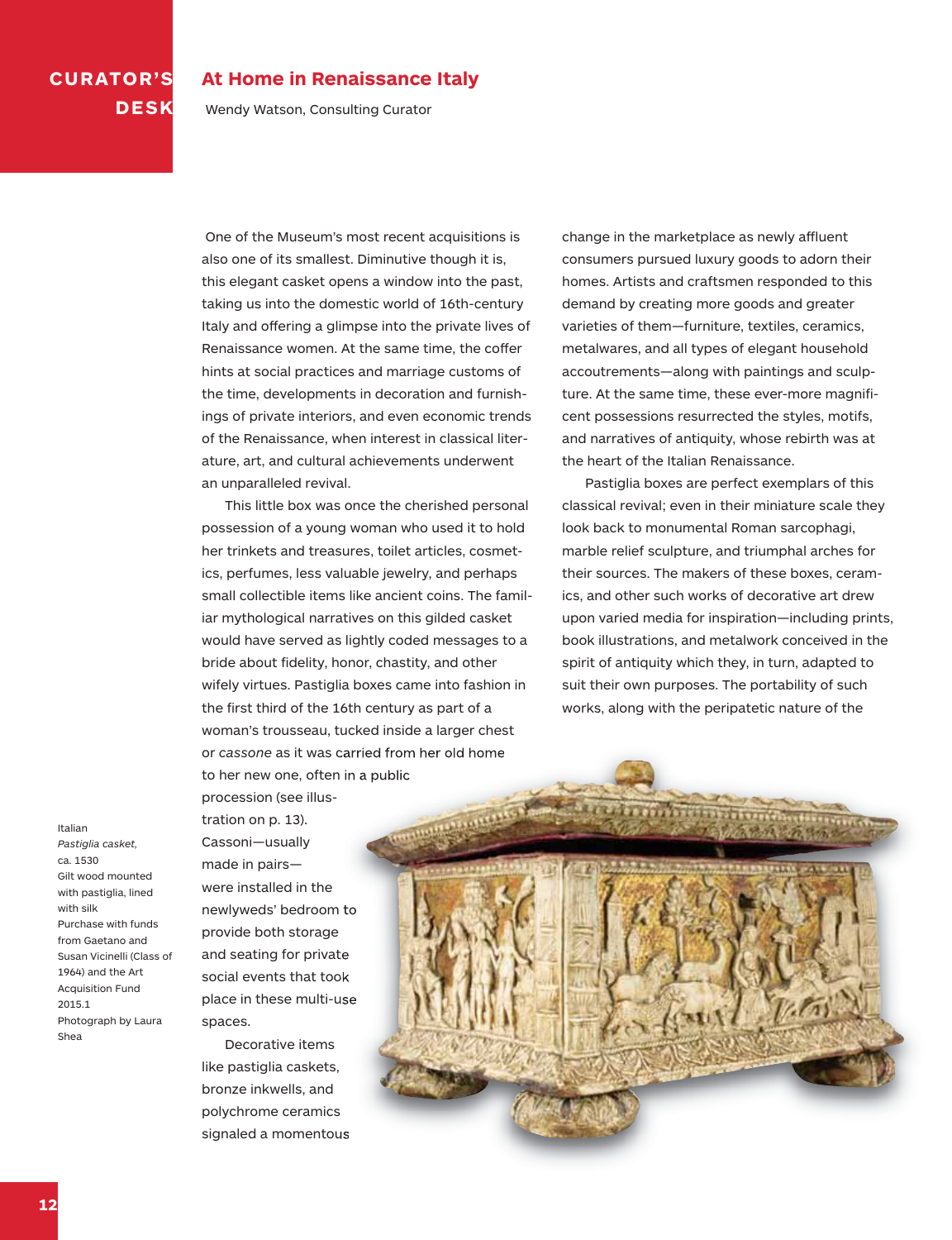**CURATOR'S DESK**

# At Home in Renaissance Italy

Wendy Watson, Consulting Curator

One of the Museum's most recent acquisitions is also one of its smallest. Diminutive though it is, this elegant casket opens a window into the past, taking us into the domestic world of 16th-century Italy and offering a glimpse into the private lives of Renaissance women. At the same time, the coffer hints at social practices and marriage customs of the time, developments in decoration and furnishings of private interiors, and even economic trends of the Renaissance, when interest in classical literature, art, and cultural achievements underwent an unparalleled revival.

This little box was once the cherished personal possession of a young woman who used it to hold her trinkets and treasures, toilet articles, cosmetics, perfumes, less valuable jewelry, and perhaps small collectible items like ancient coins. The familiar mythological narratives on this gilded casket would have served as lightly coded messages to a bride about fidelity, honor, chastity, and other wifely virtues. Pastiglia boxes came into fashion in the first third of the 16th century as part of a woman's trousseau, tucked inside a larger chest or *cassone* as it was carried from her old home to her new one, often in a public procession (see illustration on p. 13). Cassoni—usually made in pairs—were installed in the newlyweds' bedroom to provide both storage and seating for private social events that took place in these multi-use spaces.

Decorative items like pastiglia caskets, bronze inkwells, and polychrome ceramics signaled a momentous change in the marketplace as newly affluent consumers pursued luxury goods to adorn their homes. Artists and craftsmen responded to this demand by creating more goods and greater varieties of them—furniture, textiles, ceramics, metalwares, and all types of elegant household accoutrements—along with paintings and sculpture. At the same time, these ever-more magnificent possessions resurrected the styles, motifs, and narratives of antiquity, whose rebirth was at the heart of the Italian Renaissance.

Pastiglia boxes are perfect exemplars of this classical revival; even in their miniature scale they look back to monumental Roman sarcophagi, marble relief sculpture, and triumphal arches for their sources. The makers of these boxes, ceramics, and other such works of decorative art drew upon varied media for inspiration—including prints, book illustrations, and metalwork conceived in the spirit of antiquity which they, in turn, adapted to suit their own purposes. The portability of such works, along with the peripatetic nature of the

Italian
*Pastiglia casket,*
ca. 1530
Gilt wood mounted with pastiglia, lined with silk
Purchase with funds from Gaetano and Susan Vicinelli (Class of 1964) and the Art Acquisition Fund
2015.1
Photograph by Laura Shea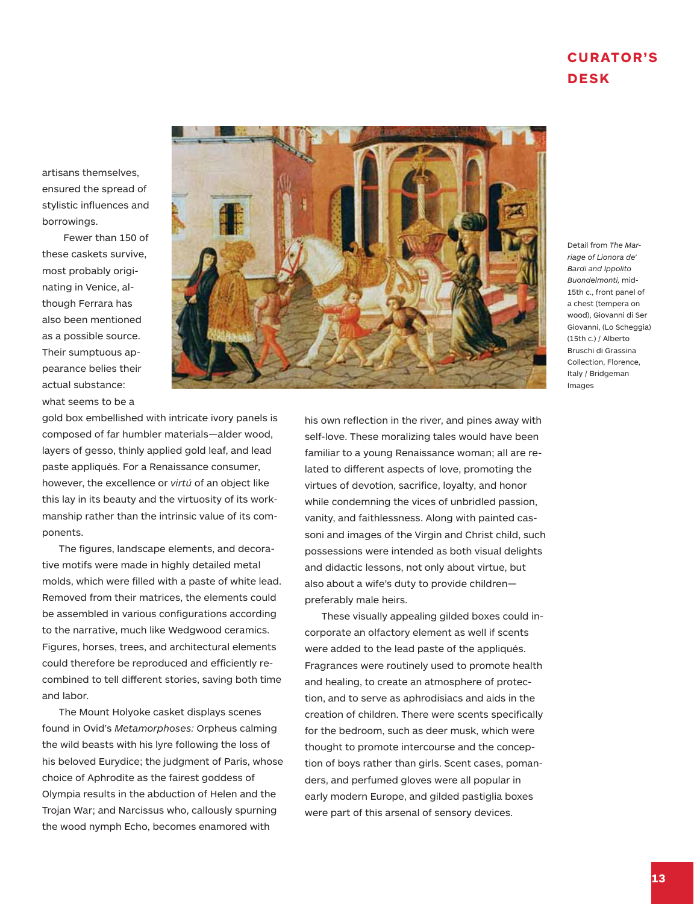## CURATOR'S DESK

artisans themselves, ensured the spread of stylistic influences and borrowings.

Fewer than 150 of these caskets survive, most probably originating in Venice, although Ferrara has also been mentioned as a possible source. Their sumptuous appearance belies their actual substance: what seems to be a gold box embellished with intricate ivory panels is composed of far humbler materials—alder wood, layers of gesso, thinly applied gold leaf, and lead paste appliqués. For a Renaissance consumer, however, the excellence or *virtú* of an object like this lay in its beauty and the virtuosity of its workmanship rather than the intrinsic value of its components.

The figures, landscape elements, and decorative motifs were made in highly detailed metal molds, which were filled with a paste of white lead. Removed from their matrices, the elements could be assembled in various configurations according to the narrative, much like Wedgwood ceramics. Figures, horses, trees, and architectural elements could therefore be reproduced and efficiently recombined to tell different stories, saving both time and labor.

The Mount Holyoke casket displays scenes found in Ovid's *Metamorphoses:* Orpheus calming the wild beasts with his lyre following the loss of his beloved Eurydice; the judgment of Paris, whose choice of Aphrodite as the fairest goddess of Olympia results in the abduction of Helen and the Trojan War; and Narcissus who, callously spurning the wood nymph Echo, becomes enamored with his own reflection in the river, and pines away with self-love. These moralizing tales would have been familiar to a young Renaissance woman; all are related to different aspects of love, promoting the virtues of devotion, sacrifice, loyalty, and honor while condemning the vices of unbridled passion, vanity, and faithlessness. Along with painted cassoni and images of the Virgin and Christ child, such possessions were intended as both visual delights and didactic lessons, not only about virtue, but also about a wife's duty to provide children—preferably male heirs.

These visually appealing gilded boxes could incorporate an olfactory element as well if scents were added to the lead paste of the appliqués. Fragrances were routinely used to promote health and healing, to create an atmosphere of protection, and to serve as aphrodisiacs and aids in the creation of children. There were scents specifically for the bedroom, such as deer musk, which were thought to promote intercourse and the conception of boys rather than girls. Scent cases, pomanders, and perfumed gloves were all popular in early modern Europe, and gilded pastiglia boxes were part of this arsenal of sensory devices.

Detail from *The Marriage of Lionora de' Bardi and Ippolito Buondelmonti,* mid-15th c., front panel of a chest (tempera on wood), Giovanni di Ser Giovanni, (Lo Scheggia) (15th c.) / Alberto Bruschi di Grassina Collection, Florence, Italy / Bridgeman Images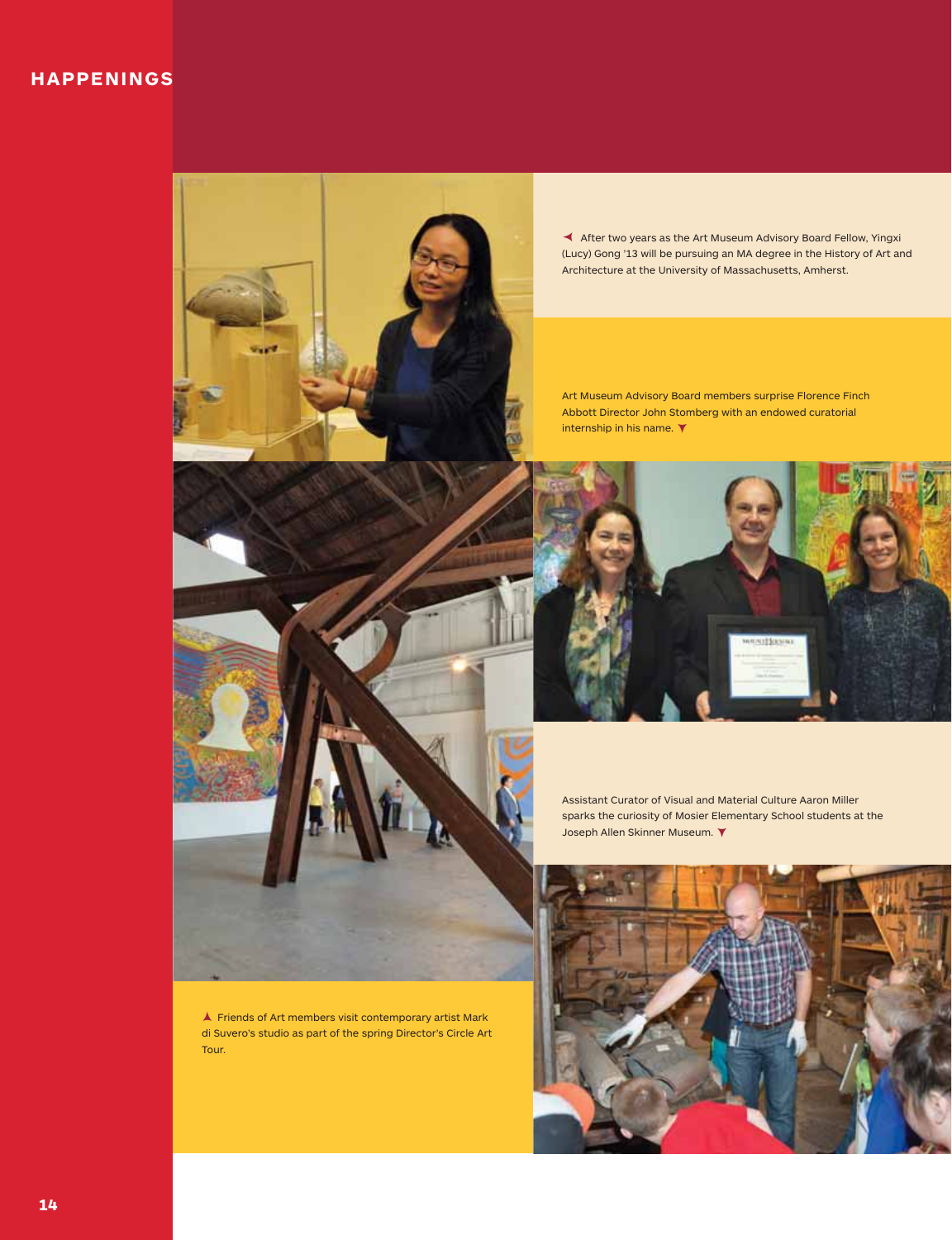# HAPPENINGS

After two years as the Art Museum Advisory Board Fellow, Yingxi (Lucy) Gong '13 will be pursuing an MA degree in the History of Art and Architecture at the University of Massachusetts, Amherst.

Art Museum Advisory Board members surprise Florence Finch Abbott Director John Stomberg with an endowed curatorial internship in his name.

Friends of Art members visit contemporary artist Mark di Suvero's studio as part of the spring Director's Circle Art Tour.

Assistant Curator of Visual and Material Culture Aaron Miller sparks the curiosity of Mosier Elementary School students at the Joseph Allen Skinner Museum.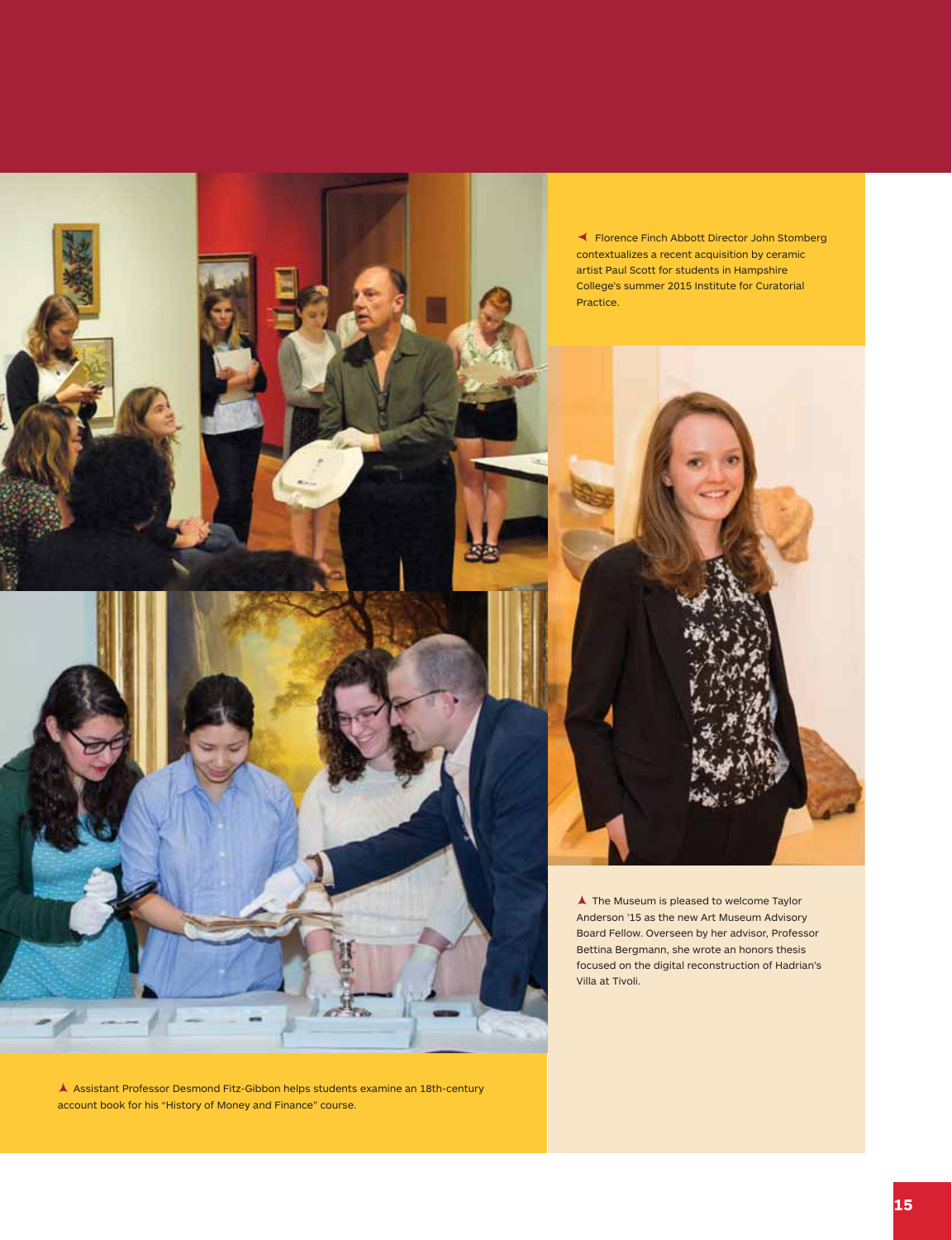◄ Florence Finch Abbott Director John Stomberg contextualizes a recent acquisition by ceramic artist Paul Scott for students in Hampshire College's summer 2015 Institute for Curatorial Practice.

▲ The Museum is pleased to welcome Taylor Anderson '15 as the new Art Museum Advisory Board Fellow. Overseen by her advisor, Professor Bettina Bergmann, she wrote an honors thesis focused on the digital reconstruction of Hadrian's Villa at Tivoli.

▲ Assistant Professor Desmond Fitz-Gibbon helps students examine an 18th-century account book for his "History of Money and Finance" course.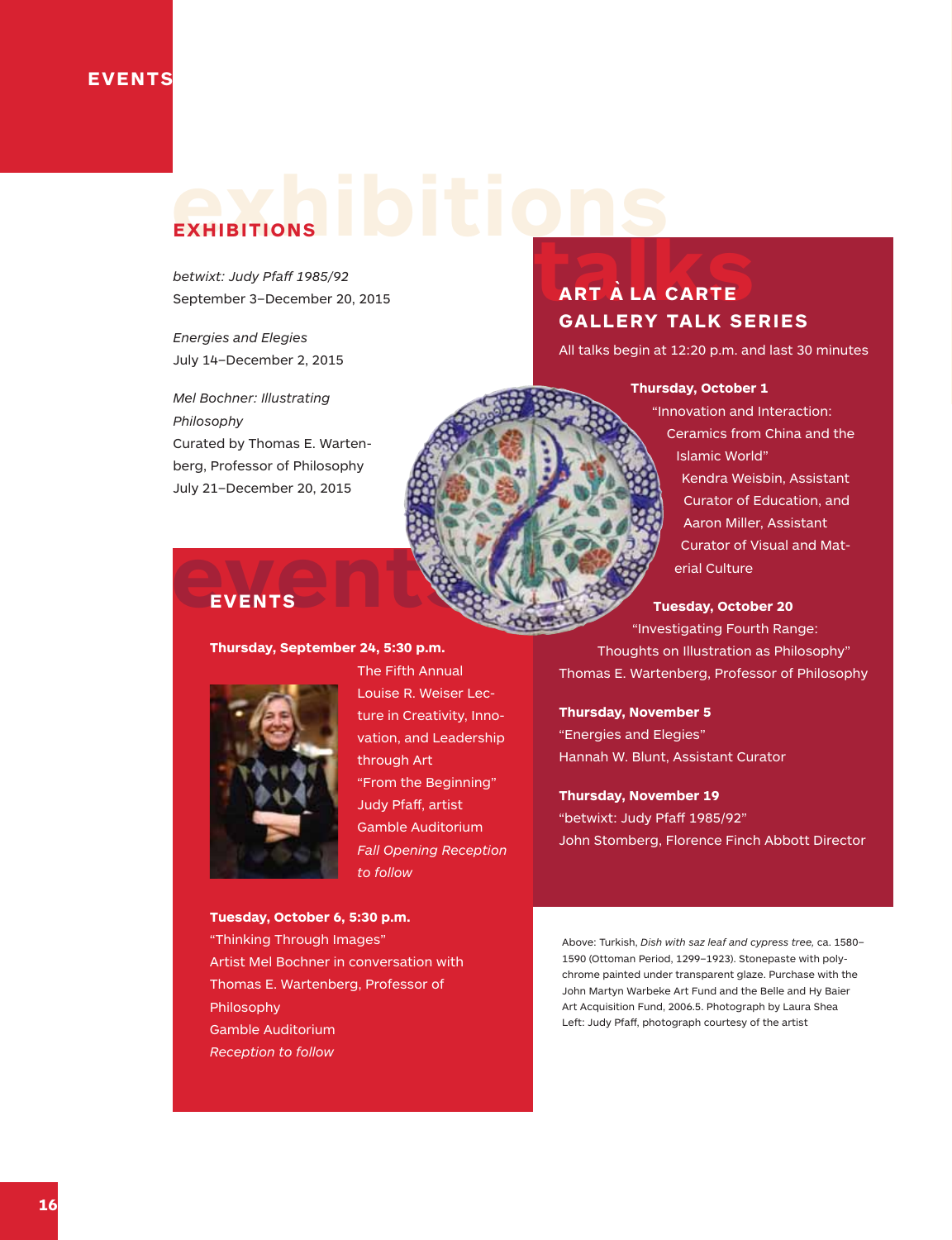## EXHIBITIONS

*betwixt: Judy Pfaff 1985/92*
September 3–December 20, 2015

*Energies and Elegies*
July 14–December 2, 2015

*Mel Bochner: Illustrating Philosophy*
Curated by Thomas E. Wartenberg, Professor of Philosophy
July 21–December 20, 2015

## EVENTS

**Thursday, September 24, 5:30 p.m.**
The Fifth Annual Louise R. Weiser Lecture in Creativity, Innovation, and Leadership through Art
"From the Beginning"
Judy Pfaff, artist
Gamble Auditorium
*Fall Opening Reception to follow*

**Tuesday, October 6, 5:30 p.m.**
"Thinking Through Images"
Artist Mel Bochner in conversation with Thomas E. Wartenberg, Professor of Philosophy
Gamble Auditorium
*Reception to follow*

## ART À LA CARTE GALLERY TALK SERIES

All talks begin at 12:20 p.m. and last 30 minutes

**Thursday, October 1**
"Innovation and Interaction: Ceramics from China and the Islamic World"
Kendra Weisbin, Assistant Curator of Education, and Aaron Miller, Assistant Curator of Visual and Material Culture

**Tuesday, October 20**
"Investigating Fourth Range: Thoughts on Illustration as Philosophy"
Thomas E. Wartenberg, Professor of Philosophy

**Thursday, November 5**
"Energies and Elegies"
Hannah W. Blunt, Assistant Curator

**Thursday, November 19**
"betwixt: Judy Pfaff 1985/92"
John Stomberg, Florence Finch Abbott Director

Above: Turkish, *Dish with saz leaf and cypress tree,* ca. 1580–1590 (Ottoman Period, 1299–1923). Stonepaste with polychrome painted under transparent glaze. Purchase with the John Martyn Warbeke Art Fund and the Belle and Hy Baier Art Acquisition Fund, 2006.5. Photograph by Laura Shea
Left: Judy Pfaff, photograph courtesy of the artist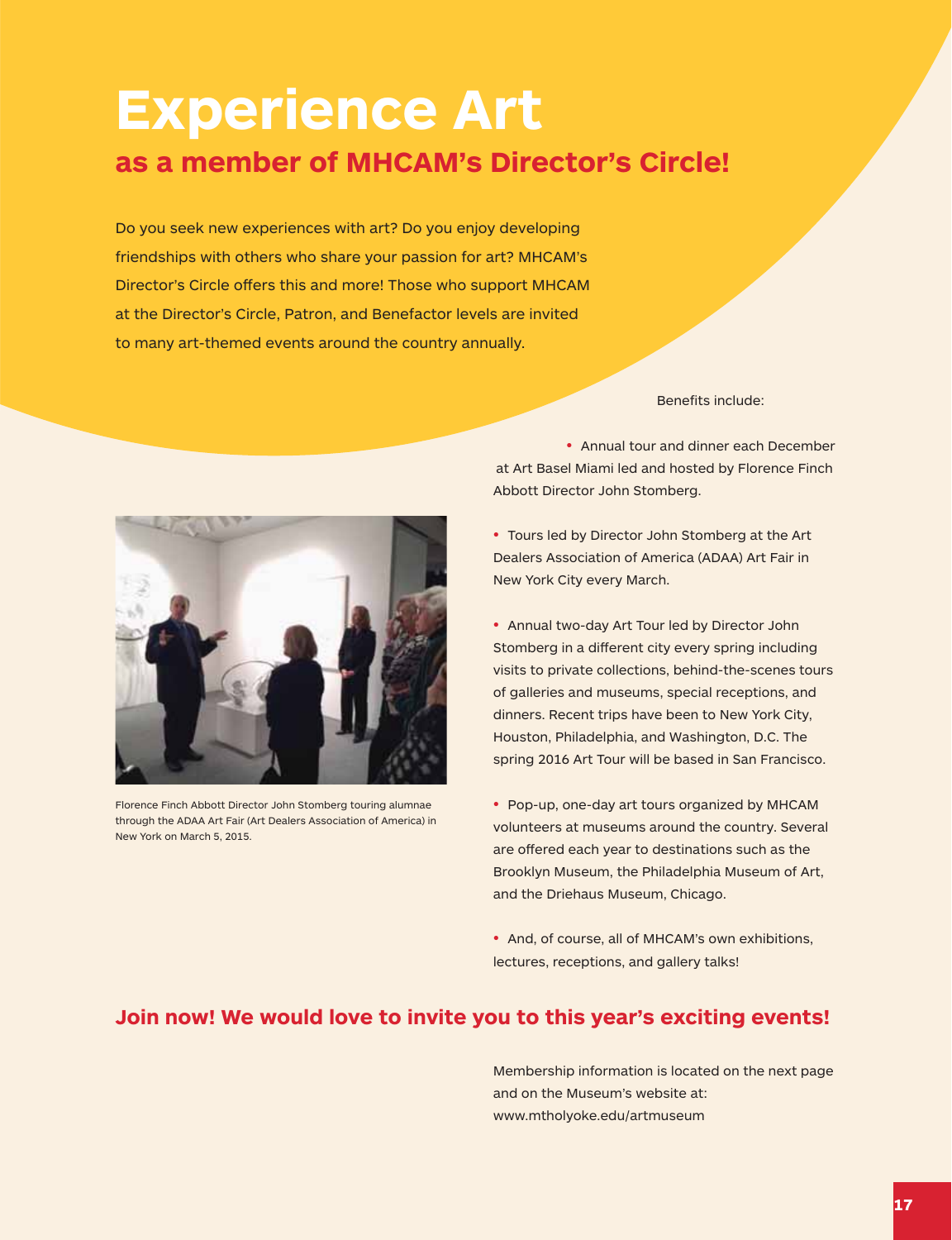# Experience Art

## as a member of MHCAM's Director's Circle!

Do you seek new experiences with art? Do you enjoy developing friendships with others who share your passion for art? MHCAM's Director's Circle offers this and more! Those who support MHCAM at the Director's Circle, Patron, and Benefactor levels are invited to many art-themed events around the country annually.

Florence Finch Abbott Director John Stomberg touring alumnae through the ADAA Art Fair (Art Dealers Association of America) in New York on March 5, 2015.

Benefits include:

- Annual tour and dinner each December at Art Basel Miami led and hosted by Florence Finch Abbott Director John Stomberg.
- Tours led by Director John Stomberg at the Art Dealers Association of America (ADAA) Art Fair in New York City every March.
- Annual two-day Art Tour led by Director John Stomberg in a different city every spring including visits to private collections, behind-the-scenes tours of galleries and museums, special receptions, and dinners. Recent trips have been to New York City, Houston, Philadelphia, and Washington, D.C. The spring 2016 Art Tour will be based in San Francisco.
- Pop-up, one-day art tours organized by MHCAM volunteers at museums around the country. Several are offered each year to destinations such as the Brooklyn Museum, the Philadelphia Museum of Art, and the Driehaus Museum, Chicago.
- And, of course, all of MHCAM's own exhibitions, lectures, receptions, and gallery talks!

**Join now! We would love to invite you to this year's exciting events!**

Membership information is located on the next page and on the Museum's website at: www.mtholyoke.edu/artmuseum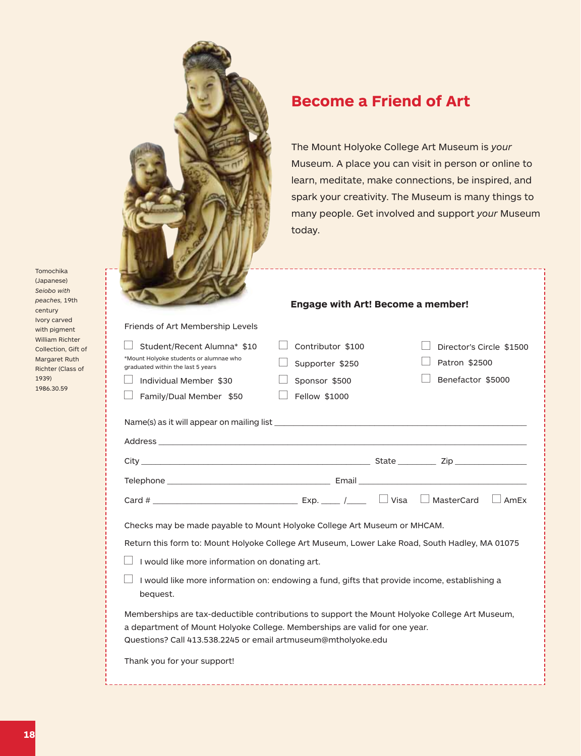## Become a Friend of Art

The Mount Holyoke College Art Museum is *your* Museum. A place you can visit in person or online to learn, meditate, make connections, be inspired, and spark your creativity. The Museum is many things to many people. Get involved and support *your* Museum today.

Tomochika (Japanese)
*Seiobo with peaches,* 19th century
Ivory carved with pigment
William Richter Collection, Gift of Margaret Ruth Richter (Class of 1939)
1986.30.59

**Engage with Art! Become a member!**

Friends of Art Membership Levels

- ☐ Student/Recent Alumna* $10
  *Mount Holyoke students or alumnae who graduated within the last 5 years
- ☐ Individual Member $30
- ☐ Family/Dual Member $50
- ☐ Contributor $100
- ☐ Supporter $250
- ☐ Sponsor $500
- ☐ Fellow $1000
- ☐ Director's Circle $1500
- ☐ Patron $2500
- ☐ Benefactor $5000

Name(s) as it will appear on mailing list ______________________________

Address ______________________________

City ______________________ State ________ Zip ______________

Telephone ______________________ Email ______________________

Card # ______________________ Exp. ____ /____ ☐ Visa ☐ MasterCard ☐ AmEx

Checks may be made payable to Mount Holyoke College Art Museum or MHCAM.

Return this form to: Mount Holyoke College Art Museum, Lower Lake Road, South Hadley, MA 01075

☐ I would like more information on donating art.

☐ I would like more information on: endowing a fund, gifts that provide income, establishing a bequest.

Memberships are tax-deductible contributions to support the Mount Holyoke College Art Museum, a department of Mount Holyoke College. Memberships are valid for one year.
Questions? Call 413.538.2245 or email artmuseum@mtholyoke.edu

Thank you for your support!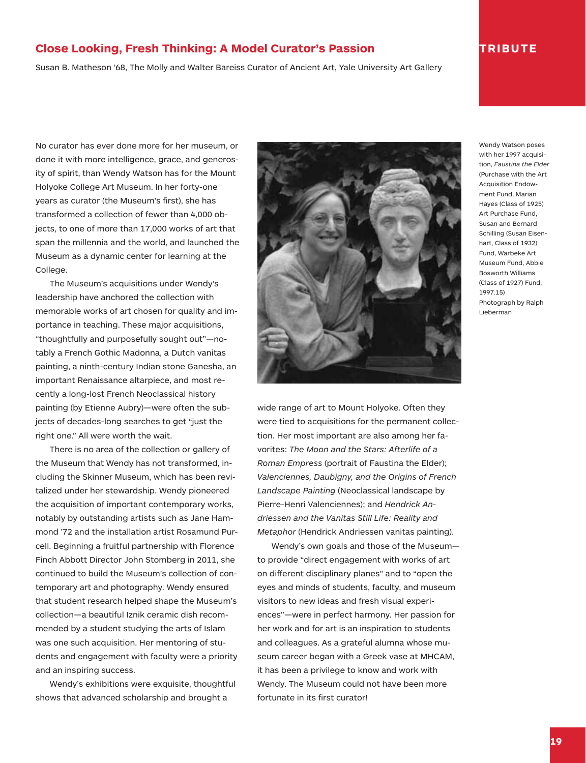## Close Looking, Fresh Thinking: A Model Curator's Passion

**TRIBUTE**

Susan B. Matheson '68, The Molly and Walter Bareiss Curator of Ancient Art, Yale University Art Gallery

No curator has ever done more for her museum, or done it with more intelligence, grace, and generosity of spirit, than Wendy Watson has for the Mount Holyoke College Art Museum. In her forty-one years as curator (the Museum's first), she has transformed a collection of fewer than 4,000 objects, to one of more than 17,000 works of art that span the millennia and the world, and launched the Museum as a dynamic center for learning at the College.

The Museum's acquisitions under Wendy's leadership have anchored the collection with memorable works of art chosen for quality and importance in teaching. These major acquisitions, "thoughtfully and purposefully sought out"—notably a French Gothic Madonna, a Dutch vanitas painting, a ninth-century Indian stone Ganesha, an important Renaissance altarpiece, and most recently a long-lost French Neoclassical history painting (by Etienne Aubry)—were often the subjects of decades-long searches to get "just the right one." All were worth the wait.

There is no area of the collection or gallery of the Museum that Wendy has not transformed, including the Skinner Museum, which has been revitalized under her stewardship. Wendy pioneered the acquisition of important contemporary works, notably by outstanding artists such as Jane Hammond '72 and the installation artist Rosamund Purcell. Beginning a fruitful partnership with Florence Finch Abbott Director John Stomberg in 2011, she continued to build the Museum's collection of contemporary art and photography. Wendy ensured that student research helped shape the Museum's collection—a beautiful Iznik ceramic dish recommended by a student studying the arts of Islam was one such acquisition. Her mentoring of students and engagement with faculty were a priority and an inspiring success.

Wendy's exhibitions were exquisite, thoughtful shows that advanced scholarship and brought a wide range of art to Mount Holyoke. Often they were tied to acquisitions for the permanent collection. Her most important are also among her favorites: *The Moon and the Stars: Afterlife of a Roman Empress* (portrait of Faustina the Elder); *Valenciennes, Daubigny, and the Origins of French Landscape Painting* (Neoclassical landscape by Pierre-Henri Valenciennes); and *Hendrick Andriessen and the Vanitas Still Life: Reality and Metaphor* (Hendrick Andriessen vanitas painting).

Wendy's own goals and those of the Museum—to provide "direct engagement with works of art on different disciplinary planes" and to "open the eyes and minds of students, faculty, and museum visitors to new ideas and fresh visual experiences"—were in perfect harmony. Her passion for her work and for art is an inspiration to students and colleagues. As a grateful alumna whose museum career began with a Greek vase at MHCAM, it has been a privilege to know and work with Wendy. The Museum could not have been more fortunate in its first curator!

Wendy Watson poses with her 1997 acquisition, *Faustina the Elder* (Purchase with the Art Acquisition Endowment Fund, Marian Hayes (Class of 1925) Art Purchase Fund, Susan and Bernard Schilling (Susan Eisenhart, Class of 1932) Fund, Warbeke Art Museum Fund, Abbie Bosworth Williams (Class of 1927) Fund, 1997.15) Photograph by Ralph Lieberman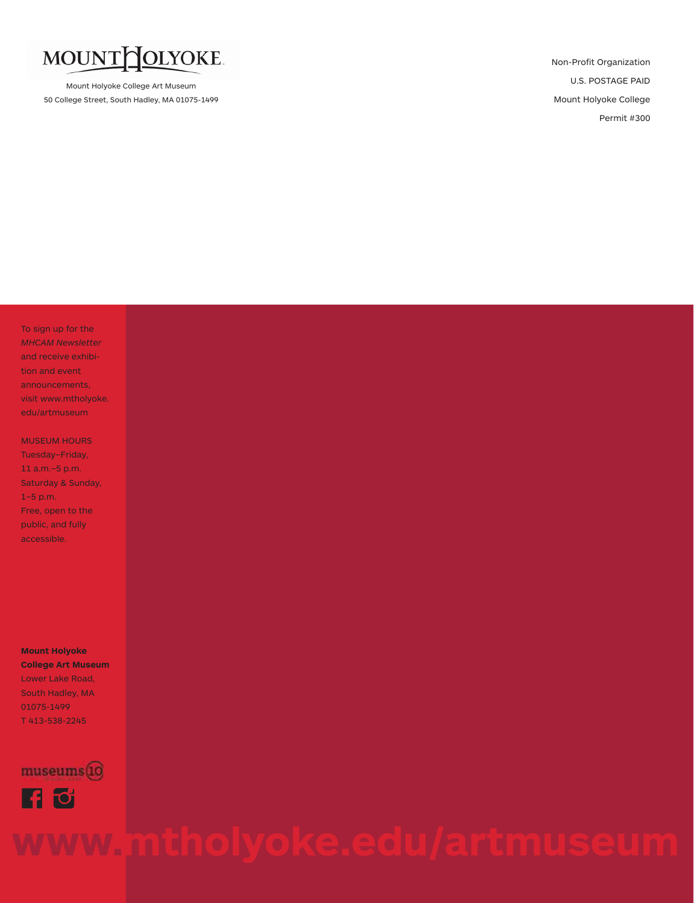MOUNT HOLYOKE

Mount Holyoke College Art Museum
50 College Street, South Hadley, MA 01075-1499

Non-Profit Organization
U.S. POSTAGE PAID
Mount Holyoke College
Permit #300

To sign up for the *MHCAM Newsletter* and receive exhibition and event announcements, visit www.mtholyoke.edu/artmuseum

MUSEUM HOURS
Tuesday–Friday, 11 a.m.–5 p.m.
Saturday & Sunday, 1–5 p.m.
Free, open to the public, and fully accessible.

**Mount Holyoke College Art Museum**
Lower Lake Road,
South Hadley, MA
01075-1499
T 413-538-2245

museums10

**www.mtholyoke.edu/artmuseum**